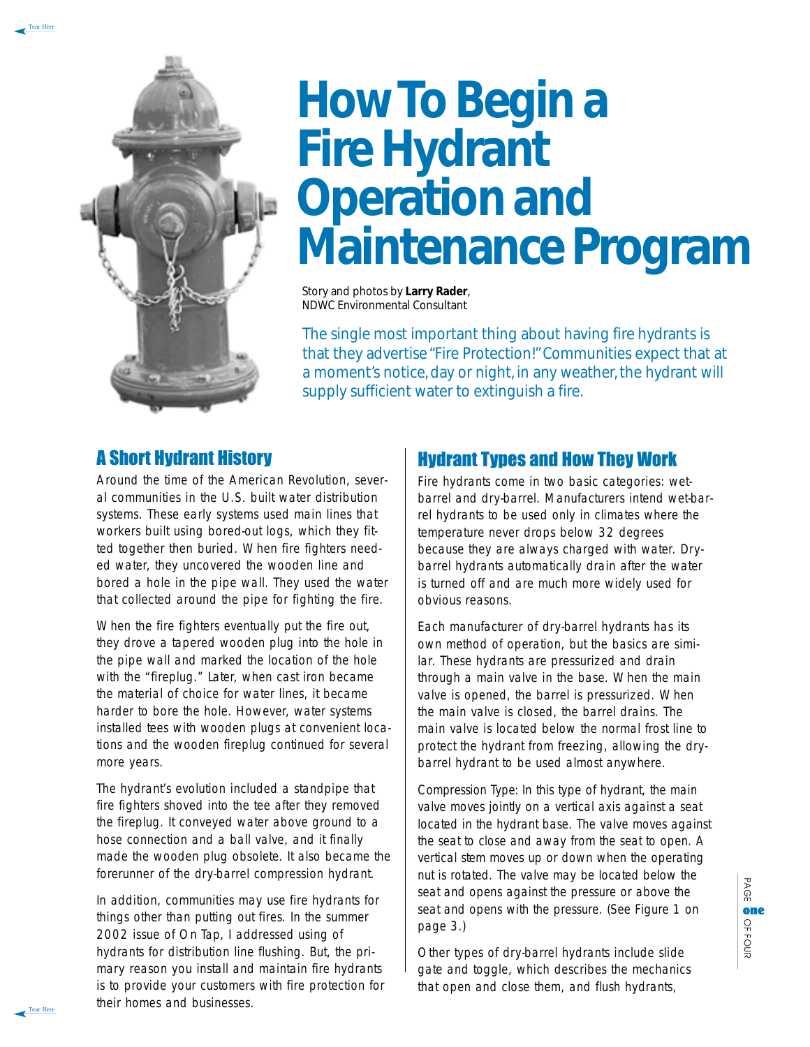# How To Begin a Fire Hydrant Operation and Maintenance Program

Story and photos by **Larry Rader**, NDWC Environmental Consultant

The single most important thing about having fire hydrants is that they advertise "Fire Protection!" Communities expect that at a moment's notice, day or night, in any weather, the hydrant will supply sufficient water to extinguish a fire.

## A Short Hydrant History

Around the time of the American Revolution, several communities in the U.S. built water distribution systems. These early systems used main lines that workers built using bored-out logs, which they fitted together then buried. When fire fighters needed water, they uncovered the wooden line and bored a hole in the pipe wall. They used the water that collected around the pipe for fighting the fire.

When the fire fighters eventually put the fire out, they drove a tapered wooden plug into the hole in the pipe wall and marked the location of the hole with the "fireplug." Later, when cast iron became the material of choice for water lines, it became harder to bore the hole. However, water systems installed tees with wooden plugs at convenient locations and the wooden fireplug continued for several more years.

The hydrant's evolution included a standpipe that fire fighters shoved into the tee after they removed the fireplug. It conveyed water above ground to a hose connection and a ball valve, and it finally made the wooden plug obsolete. It also became the forerunner of the dry-barrel compression hydrant.

In addition, communities may use fire hydrants for things other than putting out fires. In the summer 2002 issue of On Tap, I addressed using of hydrants for distribution line flushing. But, the primary reason you install and maintain fire hydrants is to provide your customers with fire protection for their homes and businesses.

## Hydrant Types and How They Work

Fire hydrants come in two basic categories: wet-barrel and dry-barrel. Manufacturers intend wet-barrel hydrants to be used only in climates where the temperature never drops below 32 degrees because they are always charged with water. Dry-barrel hydrants automatically drain after the water is turned off and are much more widely used for obvious reasons.

Each manufacturer of dry-barrel hydrants has its own method of operation, but the basics are similar. These hydrants are pressurized and drain through a main valve in the base. When the main valve is opened, the barrel is pressurized. When the main valve is closed, the barrel drains. The main valve is located below the normal frost line to protect the hydrant from freezing, allowing the dry-barrel hydrant to be used almost anywhere.

Compression Type: In this type of hydrant, the main valve moves jointly on a vertical axis against a seat located in the hydrant base. The valve moves against the seat to close and away from the seat to open. A vertical stem moves up or down when the operating nut is rotated. The valve may be located below the seat and opens against the pressure or above the seat and opens with the pressure. (See Figure 1 on page 3.)

Other types of dry-barrel hydrants include slide gate and toggle, which describes the mechanics that open and close them, and flush hydrants,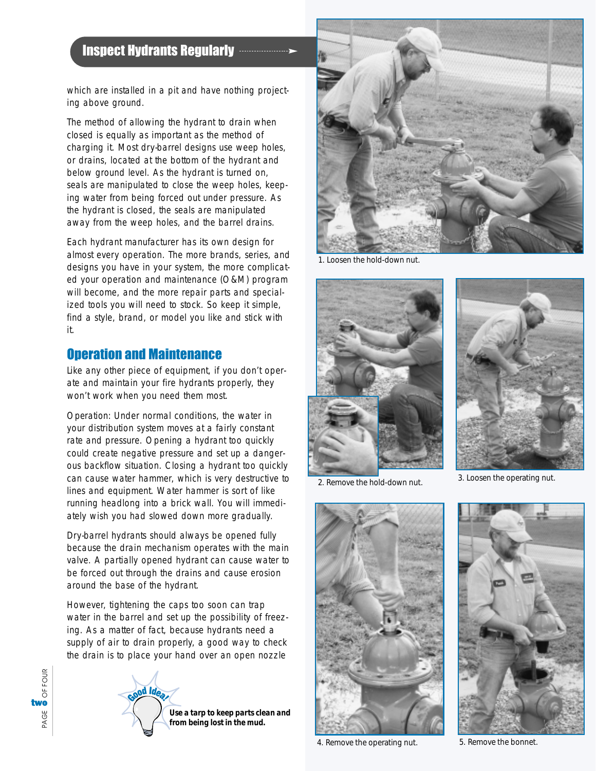## Inspect Hydrants Regularly

which are installed in a pit and have nothing projecting above ground.

The method of allowing the hydrant to drain when closed is equally as important as the method of charging it. Most dry-barrel designs use weep holes, or drains, located at the bottom of the hydrant and below ground level. As the hydrant is turned on, seals are manipulated to close the weep holes, keeping water from being forced out under pressure. As the hydrant is closed, the seals are manipulated away from the weep holes, and the barrel drains.

Each hydrant manufacturer has its own design for almost every operation. The more brands, series, and designs you have in your system, the more complicated your operation and maintenance (O&M) program will become, and the more repair parts and specialized tools you will need to stock. So keep it simple, find a style, brand, or model you like and stick with it.

## Operation and Maintenance

Like any other piece of equipment, if you don't operate and maintain your fire hydrants properly, they won't work when you need them most.

Operation: Under normal conditions, the water in your distribution system moves at a fairly constant rate and pressure. Opening a hydrant too quickly could create negative pressure and set up a dangerous backflow situation. Closing a hydrant too quickly can cause water hammer, which is very destructive to lines and equipment. Water hammer is sort of like running headlong into a brick wall. You will immediately wish you had slowed down more gradually.

Dry-barrel hydrants should always be opened fully because the drain mechanism operates with the main valve. A partially opened hydrant can cause water to be forced out through the drains and cause erosion around the base of the hydrant.

However, tightening the caps too soon can trap water in the barrel and set up the possibility of freezing. As a matter of fact, because hydrants need a supply of air to drain properly, a good way to check the drain is to place your hand over an open nozzle

**Good Idea!** **Use a tarp to keep parts clean and from being lost in the mud.**

1. Loosen the hold-down nut.

2. Remove the hold-down nut.

3. Loosen the operating nut.

4. Remove the operating nut.

5. Remove the bonnet.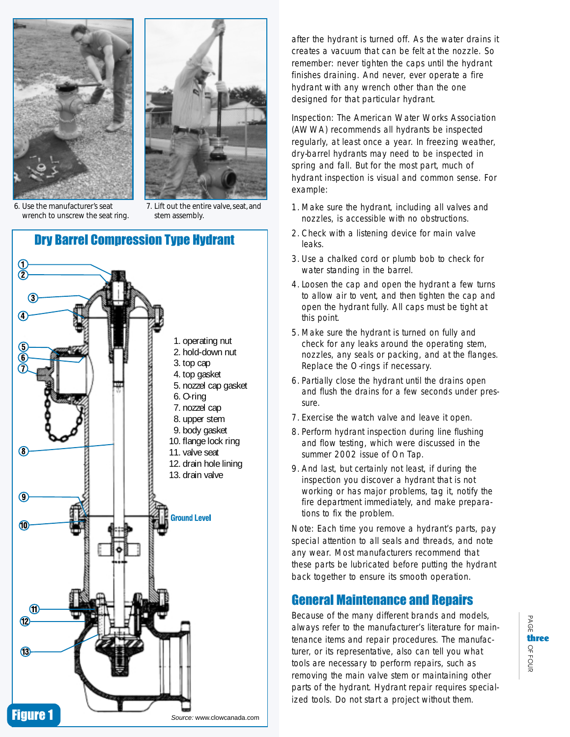6. Use the manufacturer's seat wrench to unscrew the seat ring.

7. Lift out the entire valve, seat, and stem assembly.

## Dry Barrel Compression Type Hydrant

1. operating nut
2. hold-down nut
3. top cap
4. top gasket
5. nozzel cap gasket
6. O-ring
7. nozzel cap
8. upper stem
9. body gasket
10. flange lock ring
11. valve seat
12. drain hole lining
13. drain valve

Ground Level

Source: www.clowcanada.com

Figure 1

after the hydrant is turned off. As the water drains it creates a vacuum that can be felt at the nozzle. So remember: never tighten the caps until the hydrant finishes draining. And never, ever operate a fire hydrant with any wrench other than the one designed for that particular hydrant.

Inspection: The American Water Works Association (AWWA) recommends all hydrants be inspected regularly, at least once a year. In freezing weather, dry-barrel hydrants may need to be inspected in spring and fall. But for the most part, much of hydrant inspection is visual and common sense. For example:

1. Make sure the hydrant, including all valves and nozzles, is accessible with no obstructions.
2. Check with a listening device for main valve leaks.
3. Use a chalked cord or plumb bob to check for water standing in the barrel.
4. Loosen the cap and open the hydrant a few turns to allow air to vent, and then tighten the cap and open the hydrant fully. All caps must be tight at this point.
5. Make sure the hydrant is turned on fully and check for any leaks around the operating stem, nozzles, any seals or packing, and at the flanges. Replace the O-rings if necessary.
6. Partially close the hydrant until the drains open and flush the drains for a few seconds under pressure.
7. Exercise the watch valve and leave it open.
8. Perform hydrant inspection during line flushing and flow testing, which were discussed in the summer 2002 issue of On Tap.
9. And last, but certainly not least, if during the inspection you discover a hydrant that is not working or has major problems, tag it, notify the fire department immediately, and make preparations to fix the problem.

Note: Each time you remove a hydrant's parts, pay special attention to all seals and threads, and note any wear. Most manufacturers recommend that these parts be lubricated before putting the hydrant back together to ensure its smooth operation.

## General Maintenance and Repairs

Because of the many different brands and models, always refer to the manufacturer's literature for maintenance items and repair procedures. The manufacturer, or its representative, also can tell you what tools are necessary to perform repairs, such as removing the main valve stem or maintaining other parts of the hydrant. Hydrant repair requires specialized tools. Do not start a project without them.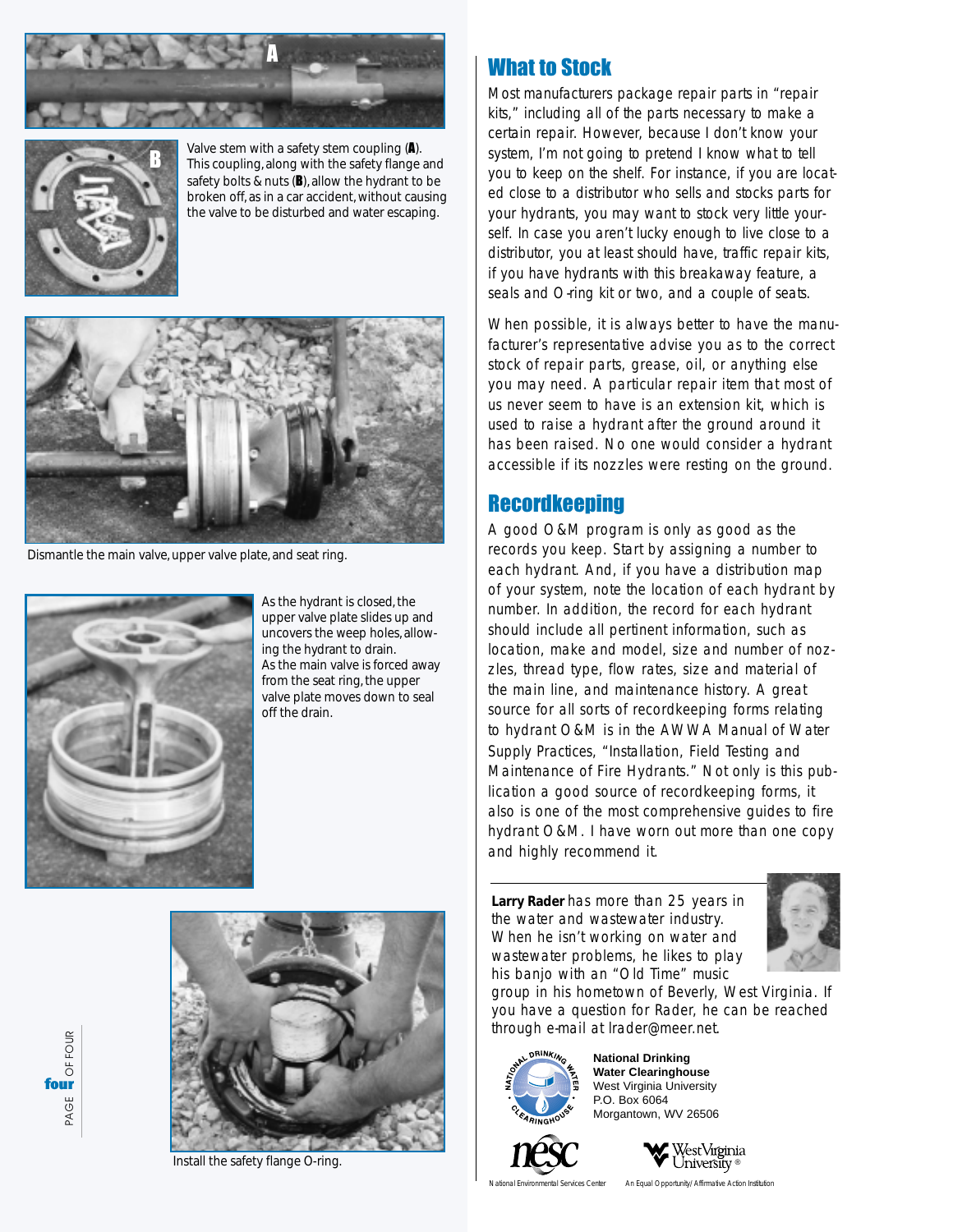Valve stem with a safety stem coupling (**A**). This coupling, along with the safety flange and safety bolts & nuts (**B**), allow the hydrant to be broken off, as in a car accident, without causing the valve to be disturbed and water escaping.

Dismantle the main valve, upper valve plate, and seat ring.

As the hydrant is closed, the upper valve plate slides up and uncovers the weep holes, allowing the hydrant to drain. As the main valve is forced away from the seat ring, the upper valve plate moves down to seal off the drain.

Install the safety flange O-ring.

## What to Stock

Most manufacturers package repair parts in "repair kits," including all of the parts necessary to make a certain repair. However, because I don't know your system, I'm not going to pretend I know what to tell you to keep on the shelf. For instance, if you are located close to a distributor who sells and stocks parts for your hydrants, you may want to stock very little yourself. In case you aren't lucky enough to live close to a distributor, you at least should have, traffic repair kits, if you have hydrants with this breakaway feature, a seals and O-ring kit or two, and a couple of seats.

When possible, it is always better to have the manufacturer's representative advise you as to the correct stock of repair parts, grease, oil, or anything else you may need. A particular repair item that most of us never seem to have is an extension kit, which is used to raise a hydrant after the ground around it has been raised. No one would consider a hydrant accessible if its nozzles were resting on the ground.

## Recordkeeping

A good O&M program is only as good as the records you keep. Start by assigning a number to each hydrant. And, if you have a distribution map of your system, note the location of each hydrant by number. In addition, the record for each hydrant should include all pertinent information, such as location, make and model, size and number of nozzles, thread type, flow rates, size and material of the main line, and maintenance history. A great source for all sorts of recordkeeping forms relating to hydrant O&M is in the AWWA Manual of Water Supply Practices, "Installation, Field Testing and Maintenance of Fire Hydrants." Not only is this publication a good source of recordkeeping forms, it also is one of the most comprehensive guides to fire hydrant O&M. I have worn out more than one copy and highly recommend it.

**Larry Rader** has more than 25 years in the water and wastewater industry. When he isn't working on water and wastewater problems, he likes to play his banjo with an "Old Time" music group in his hometown of Beverly, West Virginia. If you have a question for Rader, he can be reached through e-mail at lrader@meer.net.

**National Drinking Water Clearinghouse**
West Virginia University
P.O. Box 6064
Morgantown, WV 26506

National Environmental Services Center

An Equal Opportunity/Affirmative Action Institution